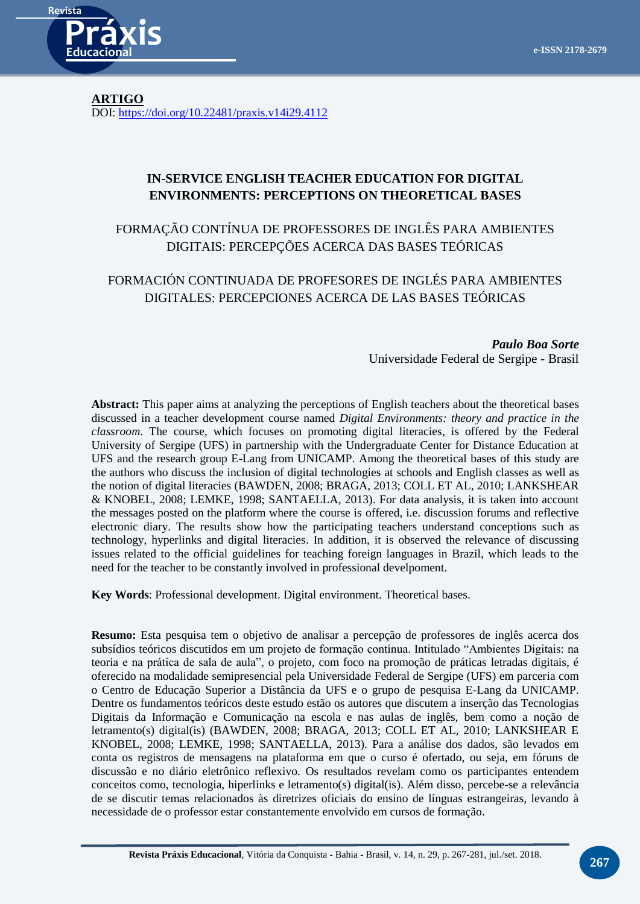**ARTIGO**

DOI: https://doi.org/10.22481/praxis.v14i29.4112

# IN-SERVICE ENGLISH TEACHER EDUCATION FOR DIGITAL ENVIRONMENTS: PERCEPTIONS ON THEORETICAL BASES

## FORMAÇÃO CONTÍNUA DE PROFESSORES DE INGLÊS PARA AMBIENTES DIGITAIS: PERCEPÇÕES ACERCA DAS BASES TEÓRICAS

## FORMACIÓN CONTINUADA DE PROFESORES DE INGLÉS PARA AMBIENTES DIGITALES: PERCEPCIONES ACERCA DE LAS BASES TEÓRICAS

***Paulo Boa Sorte***
Universidade Federal de Sergipe - Brasil

**Abstract:** This paper aims at analyzing the perceptions of English teachers about the theoretical bases discussed in a teacher development course named *Digital Environments: theory and practice in the classroom*. The course, which focuses on promoting digital literacies, is offered by the Federal University of Sergipe (UFS) in partnership with the Undergraduate Center for Distance Education at UFS and the research group E-Lang from UNICAMP. Among the theoretical bases of this study are the authors who discuss the inclusion of digital technologies at schools and English classes as well as the notion of digital literacies (BAWDEN, 2008; BRAGA, 2013; COLL ET AL, 2010; LANKSHEAR & KNOBEL, 2008; LEMKE, 1998; SANTAELLA, 2013). For data analysis, it is taken into account the messages posted on the platform where the course is offered, i.e. discussion forums and reflective electronic diary. The results show how the participating teachers understand conceptions such as technology, hyperlinks and digital literacies. In addition, it is observed the relevance of discussing issues related to the official guidelines for teaching foreign languages in Brazil, which leads to the need for the teacher to be constantly involved in professional develpoment.

**Key Words**: Professional development. Digital environment. Theoretical bases.

**Resumo:** Esta pesquisa tem o objetivo de analisar a percepção de professores de inglês acerca dos subsídios teóricos discutidos em um projeto de formação contínua. Intitulado "Ambientes Digitais: na teoria e na prática de sala de aula", o projeto, com foco na promoção de práticas letradas digitais, é oferecido na modalidade semipresencial pela Universidade Federal de Sergipe (UFS) em parceria com o Centro de Educação Superior a Distância da UFS e o grupo de pesquisa E-Lang da UNICAMP. Dentre os fundamentos teóricos deste estudo estão os autores que discutem a inserção das Tecnologias Digitais da Informação e Comunicação na escola e nas aulas de inglês, bem como a noção de letramento(s) digital(is) (BAWDEN, 2008; BRAGA, 2013; COLL ET AL, 2010; LANKSHEAR E KNOBEL, 2008; LEMKE, 1998; SANTAELLA, 2013). Para a análise dos dados, são levados em conta os registros de mensagens na plataforma em que o curso é ofertado, ou seja, em fóruns de discussão e no diário eletrônico reflexivo. Os resultados revelam como os participantes entendem conceitos como, tecnologia, hiperlinks e letramento(s) digital(is). Além disso, percebe-se a relevância de se discutir temas relacionados às diretrizes oficiais do ensino de línguas estrangeiras, levando à necessidade de o professor estar constantemente envolvido em cursos de formação.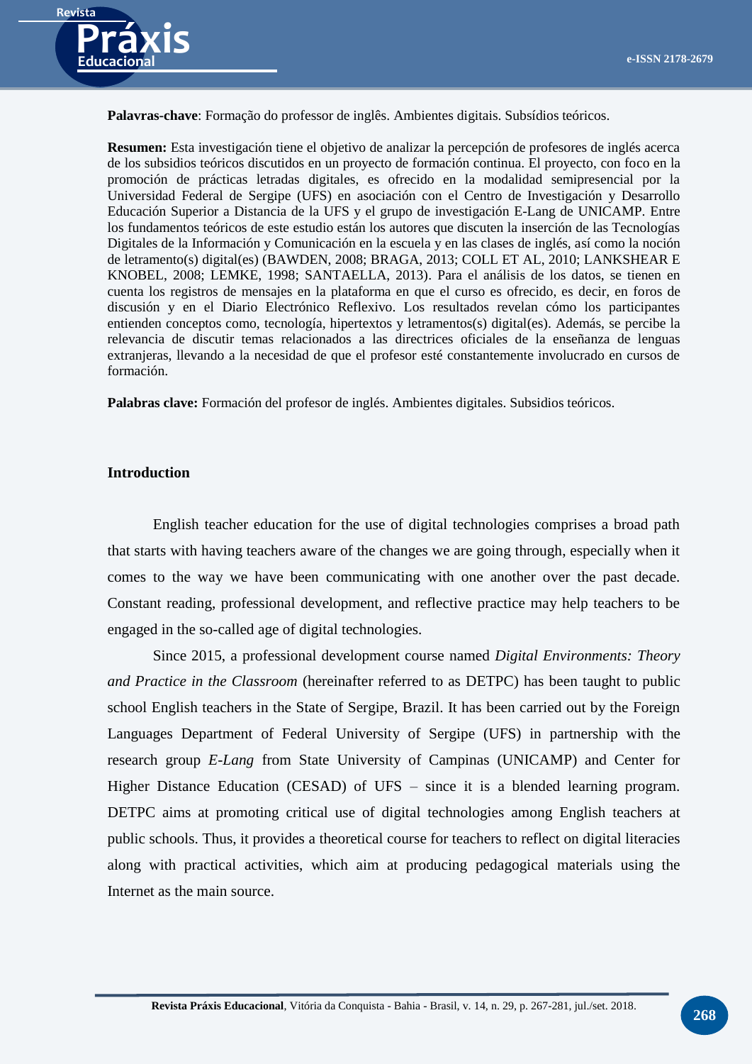**Palavras-chave**: Formação do professor de inglês. Ambientes digitais. Subsídios teóricos.

**Resumen:** Esta investigación tiene el objetivo de analizar la percepción de profesores de inglés acerca de los subsidios teóricos discutidos en un proyecto de formación continua. El proyecto, con foco en la promoción de prácticas letradas digitales, es ofrecido en la modalidad semipresencial por la Universidad Federal de Sergipe (UFS) en asociación con el Centro de Investigación y Desarrollo Educación Superior a Distancia de la UFS y el grupo de investigación E-Lang de UNICAMP. Entre los fundamentos teóricos de este estudio están los autores que discuten la inserción de las Tecnologías Digitales de la Información y Comunicación en la escuela y en las clases de inglés, así como la noción de letramento(s) digital(es) (BAWDEN, 2008; BRAGA, 2013; COLL ET AL, 2010; LANKSHEAR E KNOBEL, 2008; LEMKE, 1998; SANTAELLA, 2013). Para el análisis de los datos, se tienen en cuenta los registros de mensajes en la plataforma en que el curso es ofrecido, es decir, en foros de discusión y en el Diario Electrónico Reflexivo. Los resultados revelan cómo los participantes entienden conceptos como, tecnología, hipertextos y letramentos(s) digital(es). Además, se percibe la relevancia de discutir temas relacionados a las directrices oficiales de la enseñanza de lenguas extranjeras, llevando a la necesidad de que el profesor esté constantemente involucrado en cursos de formación.

**Palabras clave:** Formación del profesor de inglés. Ambientes digitales. Subsidios teóricos.

## Introduction

English teacher education for the use of digital technologies comprises a broad path that starts with having teachers aware of the changes we are going through, especially when it comes to the way we have been communicating with one another over the past decade. Constant reading, professional development, and reflective practice may help teachers to be engaged in the so-called age of digital technologies.

Since 2015, a professional development course named *Digital Environments: Theory and Practice in the Classroom* (hereinafter referred to as DETPC) has been taught to public school English teachers in the State of Sergipe, Brazil. It has been carried out by the Foreign Languages Department of Federal University of Sergipe (UFS) in partnership with the research group *E-Lang* from State University of Campinas (UNICAMP) and Center for Higher Distance Education (CESAD) of UFS – since it is a blended learning program. DETPC aims at promoting critical use of digital technologies among English teachers at public schools. Thus, it provides a theoretical course for teachers to reflect on digital literacies along with practical activities, which aim at producing pedagogical materials using the Internet as the main source.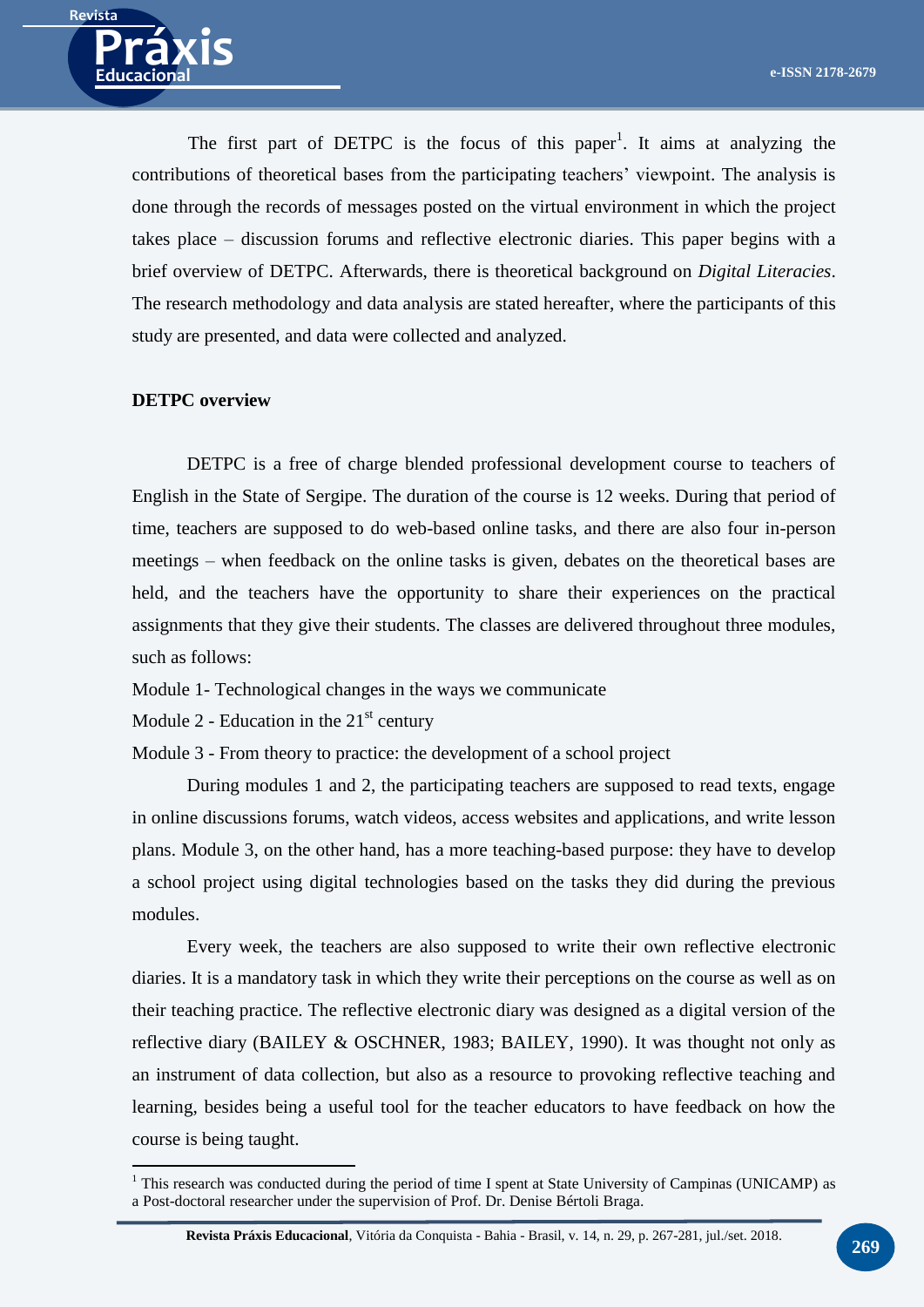The first part of DETPC is the focus of this paper[1]. It aims at analyzing the contributions of theoretical bases from the participating teachers' viewpoint. The analysis is done through the records of messages posted on the virtual environment in which the project takes place – discussion forums and reflective electronic diaries. This paper begins with a brief overview of DETPC. Afterwards, there is theoretical background on *Digital Literacies*. The research methodology and data analysis are stated hereafter, where the participants of this study are presented, and data were collected and analyzed.

**DETPC overview**

DETPC is a free of charge blended professional development course to teachers of English in the State of Sergipe. The duration of the course is 12 weeks. During that period of time, teachers are supposed to do web-based online tasks, and there are also four in-person meetings – when feedback on the online tasks is given, debates on the theoretical bases are held, and the teachers have the opportunity to share their experiences on the practical assignments that they give their students. The classes are delivered throughout three modules, such as follows:

Module 1- Technological changes in the ways we communicate

Module 2 - Education in the 21st century

Module 3 - From theory to practice: the development of a school project

During modules 1 and 2, the participating teachers are supposed to read texts, engage in online discussions forums, watch videos, access websites and applications, and write lesson plans. Module 3, on the other hand, has a more teaching-based purpose: they have to develop a school project using digital technologies based on the tasks they did during the previous modules.

Every week, the teachers are also supposed to write their own reflective electronic diaries. It is a mandatory task in which they write their perceptions on the course as well as on their teaching practice. The reflective electronic diary was designed as a digital version of the reflective diary (BAILEY & OSCHNER, 1983; BAILEY, 1990). It was thought not only as an instrument of data collection, but also as a resource to provoking reflective teaching and learning, besides being a useful tool for the teacher educators to have feedback on how the course is being taught.

[1] This research was conducted during the period of time I spent at State University of Campinas (UNICAMP) as a Post-doctoral researcher under the supervision of Prof. Dr. Denise Bértoli Braga.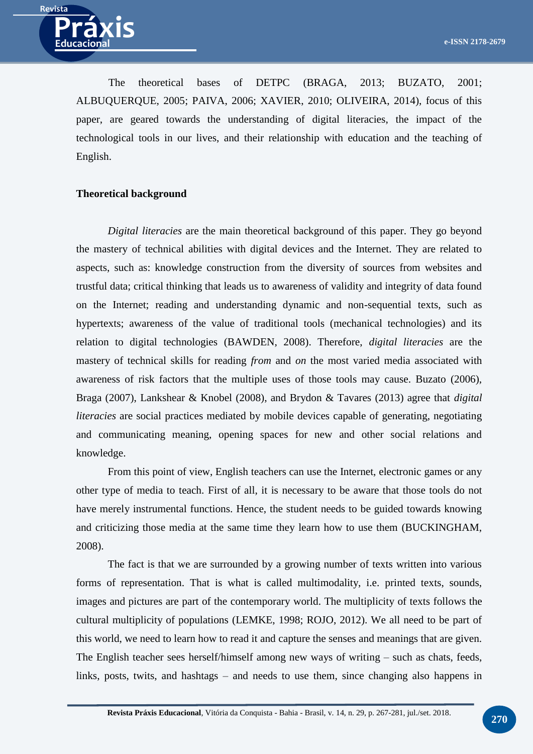The theoretical bases of DETPC (BRAGA, 2013; BUZATO, 2001; ALBUQUERQUE, 2005; PAIVA, 2006; XAVIER, 2010; OLIVEIRA, 2014), focus of this paper, are geared towards the understanding of digital literacies, the impact of the technological tools in our lives, and their relationship with education and the teaching of English.

## Theoretical background

*Digital literacies* are the main theoretical background of this paper. They go beyond the mastery of technical abilities with digital devices and the Internet. They are related to aspects, such as: knowledge construction from the diversity of sources from websites and trustful data; critical thinking that leads us to awareness of validity and integrity of data found on the Internet; reading and understanding dynamic and non-sequential texts, such as hypertexts; awareness of the value of traditional tools (mechanical technologies) and its relation to digital technologies (BAWDEN, 2008). Therefore, *digital literacies* are the mastery of technical skills for reading *from* and *on* the most varied media associated with awareness of risk factors that the multiple uses of those tools may cause. Buzato (2006), Braga (2007), Lankshear & Knobel (2008), and Brydon & Tavares (2013) agree that *digital literacies* are social practices mediated by mobile devices capable of generating, negotiating and communicating meaning, opening spaces for new and other social relations and knowledge.

From this point of view, English teachers can use the Internet, electronic games or any other type of media to teach. First of all, it is necessary to be aware that those tools do not have merely instrumental functions. Hence, the student needs to be guided towards knowing and criticizing those media at the same time they learn how to use them (BUCKINGHAM, 2008).

The fact is that we are surrounded by a growing number of texts written into various forms of representation. That is what is called multimodality, i.e. printed texts, sounds, images and pictures are part of the contemporary world. The multiplicity of texts follows the cultural multiplicity of populations (LEMKE, 1998; ROJO, 2012). We all need to be part of this world, we need to learn how to read it and capture the senses and meanings that are given. The English teacher sees herself/himself among new ways of writing – such as chats, feeds, links, posts, twits, and hashtags – and needs to use them, since changing also happens in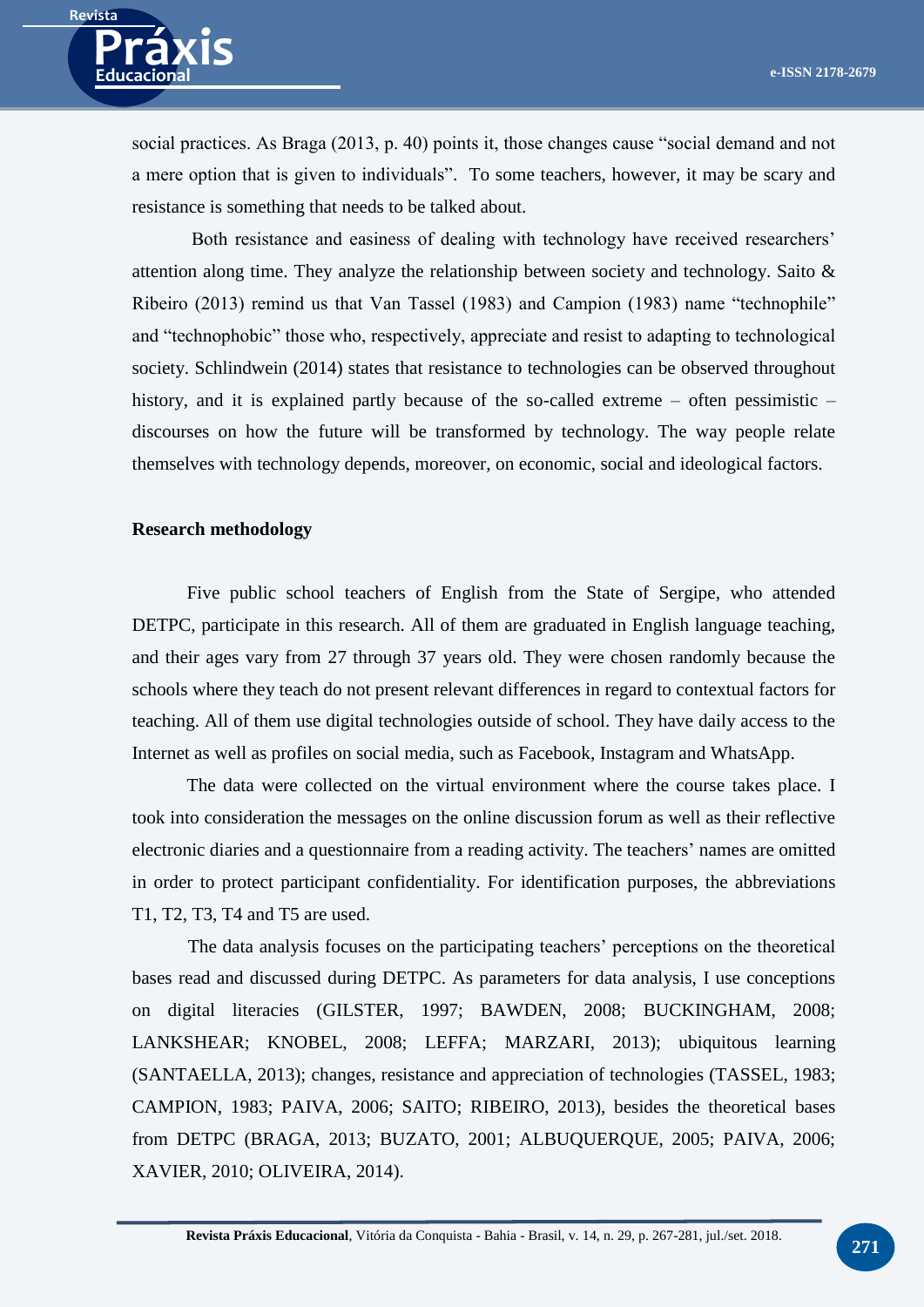social practices. As Braga (2013, p. 40) points it, those changes cause "social demand and not a mere option that is given to individuals". To some teachers, however, it may be scary and resistance is something that needs to be talked about.

Both resistance and easiness of dealing with technology have received researchers' attention along time. They analyze the relationship between society and technology. Saito & Ribeiro (2013) remind us that Van Tassel (1983) and Campion (1983) name "technophile" and "technophobic" those who, respectively, appreciate and resist to adapting to technological society. Schlindwein (2014) states that resistance to technologies can be observed throughout history, and it is explained partly because of the so-called extreme – often pessimistic – discourses on how the future will be transformed by technology. The way people relate themselves with technology depends, moreover, on economic, social and ideological factors.

**Research methodology**

Five public school teachers of English from the State of Sergipe, who attended DETPC, participate in this research. All of them are graduated in English language teaching, and their ages vary from 27 through 37 years old. They were chosen randomly because the schools where they teach do not present relevant differences in regard to contextual factors for teaching. All of them use digital technologies outside of school. They have daily access to the Internet as well as profiles on social media, such as Facebook, Instagram and WhatsApp.

The data were collected on the virtual environment where the course takes place. I took into consideration the messages on the online discussion forum as well as their reflective electronic diaries and a questionnaire from a reading activity. The teachers' names are omitted in order to protect participant confidentiality. For identification purposes, the abbreviations T1, T2, T3, T4 and T5 are used.

The data analysis focuses on the participating teachers' perceptions on the theoretical bases read and discussed during DETPC. As parameters for data analysis, I use conceptions on digital literacies (GILSTER, 1997; BAWDEN, 2008; BUCKINGHAM, 2008; LANKSHEAR; KNOBEL, 2008; LEFFA; MARZARI, 2013); ubiquitous learning (SANTAELLA, 2013); changes, resistance and appreciation of technologies (TASSEL, 1983; CAMPION, 1983; PAIVA, 2006; SAITO; RIBEIRO, 2013), besides the theoretical bases from DETPC (BRAGA, 2013; BUZATO, 2001; ALBUQUERQUE, 2005; PAIVA, 2006; XAVIER, 2010; OLIVEIRA, 2014).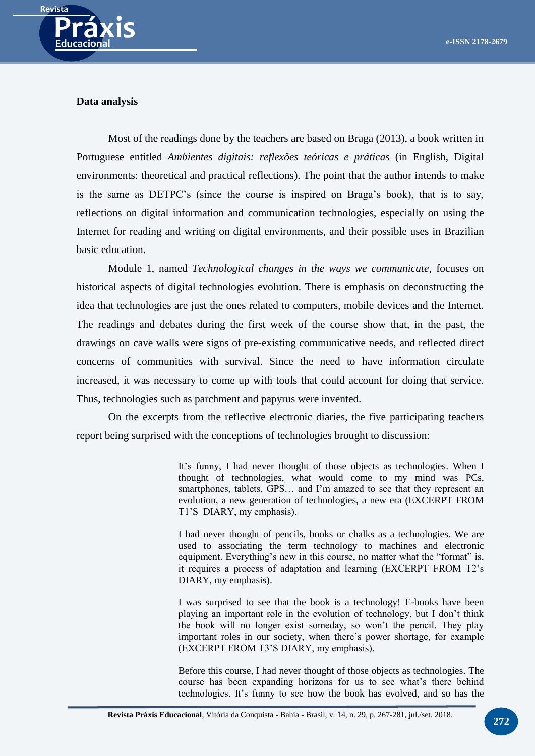**Data analysis**

Most of the readings done by the teachers are based on Braga (2013), a book written in Portuguese entitled *Ambientes digitais: reflexões teóricas e práticas* (in English, Digital environments: theoretical and practical reflections). The point that the author intends to make is the same as DETPC's (since the course is inspired on Braga's book), that is to say, reflections on digital information and communication technologies, especially on using the Internet for reading and writing on digital environments, and their possible uses in Brazilian basic education.

Module 1, named *Technological changes in the ways we communicate*, focuses on historical aspects of digital technologies evolution. There is emphasis on deconstructing the idea that technologies are just the ones related to computers, mobile devices and the Internet. The readings and debates during the first week of the course show that, in the past, the drawings on cave walls were signs of pre-existing communicative needs, and reflected direct concerns of communities with survival. Since the need to have information circulate increased, it was necessary to come up with tools that could account for doing that service. Thus, technologies such as parchment and papyrus were invented.

On the excerpts from the reflective electronic diaries, the five participating teachers report being surprised with the conceptions of technologies brought to discussion:

> It's funny, <u>I had never thought of those objects as technologies</u>. When I thought of technologies, what would come to my mind was PCs, smartphones, tablets, GPS… and I'm amazed to see that they represent an evolution, a new generation of technologies, a new era (EXCERPT FROM T1'S DIARY, my emphasis).

> <u>I had never thought of pencils, books or chalks as a technologies</u>. We are used to associating the term technology to machines and electronic equipment. Everything's new in this course, no matter what the "format" is, it requires a process of adaptation and learning (EXCERPT FROM T2's DIARY, my emphasis).

> <u>I was surprised to see that the book is a technology!</u> E-books have been playing an important role in the evolution of technology, but I don't think the book will no longer exist someday, so won't the pencil. They play important roles in our society, when there's power shortage, for example (EXCERPT FROM T3'S DIARY, my emphasis).

> <u>Before this course, I had never thought of those objects as technologies.</u> The course has been expanding horizons for us to see what's there behind technologies. It's funny to see how the book has evolved, and so has the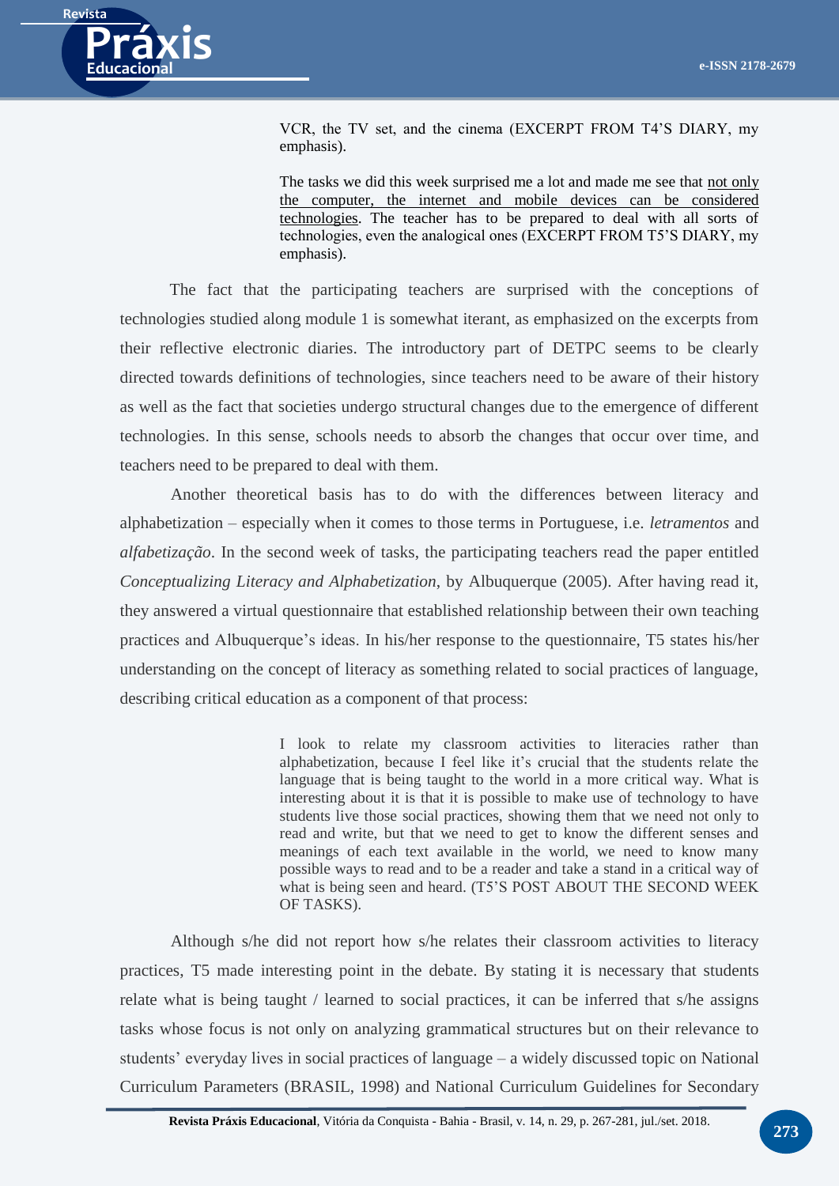> VCR, the TV set, and the cinema (EXCERPT FROM T4'S DIARY, my emphasis).

> The tasks we did this week surprised me a lot and made me see that <u>not only the computer, the internet and mobile devices can be considered technologies</u>. The teacher has to be prepared to deal with all sorts of technologies, even the analogical ones (EXCERPT FROM T5'S DIARY, my emphasis).

The fact that the participating teachers are surprised with the conceptions of technologies studied along module 1 is somewhat iterant, as emphasized on the excerpts from their reflective electronic diaries. The introductory part of DETPC seems to be clearly directed towards definitions of technologies, since teachers need to be aware of their history as well as the fact that societies undergo structural changes due to the emergence of different technologies. In this sense, schools needs to absorb the changes that occur over time, and teachers need to be prepared to deal with them.

Another theoretical basis has to do with the differences between literacy and alphabetization – especially when it comes to those terms in Portuguese, i.e. *letramentos* and *alfabetização*. In the second week of tasks, the participating teachers read the paper entitled *Conceptualizing Literacy and Alphabetization*, by Albuquerque (2005). After having read it, they answered a virtual questionnaire that established relationship between their own teaching practices and Albuquerque's ideas. In his/her response to the questionnaire, T5 states his/her understanding on the concept of literacy as something related to social practices of language, describing critical education as a component of that process:

> I look to relate my classroom activities to literacies rather than alphabetization, because I feel like it's crucial that the students relate the language that is being taught to the world in a more critical way. What is interesting about it is that it is possible to make use of technology to have students live those social practices, showing them that we need not only to read and write, but that we need to get to know the different senses and meanings of each text available in the world, we need to know many possible ways to read and to be a reader and take a stand in a critical way of what is being seen and heard. (T5'S POST ABOUT THE SECOND WEEK OF TASKS).

Although s/he did not report how s/he relates their classroom activities to literacy practices, T5 made interesting point in the debate. By stating it is necessary that students relate what is being taught / learned to social practices, it can be inferred that s/he assigns tasks whose focus is not only on analyzing grammatical structures but on their relevance to students' everyday lives in social practices of language – a widely discussed topic on National Curriculum Parameters (BRASIL, 1998) and National Curriculum Guidelines for Secondary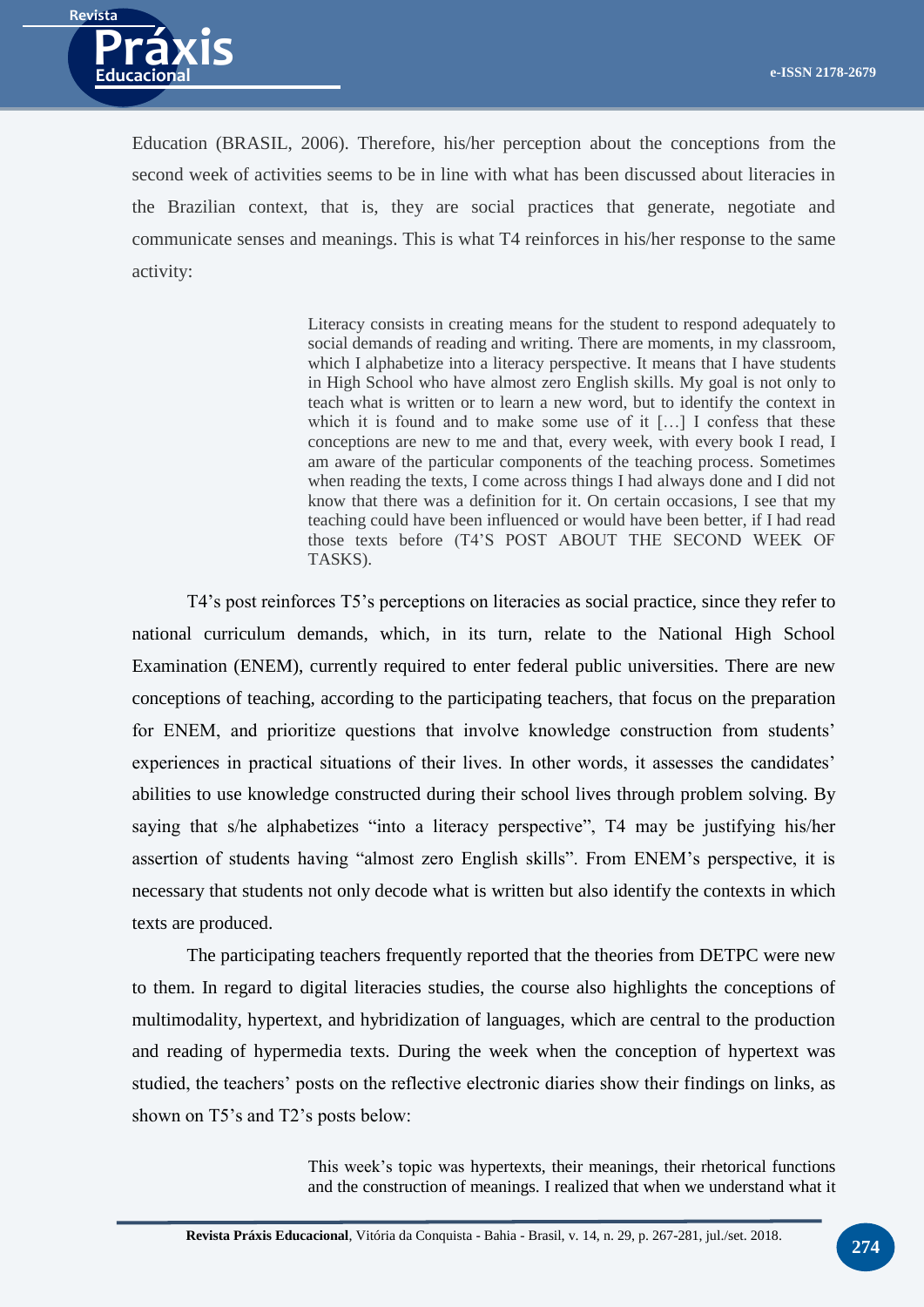Education (BRASIL, 2006). Therefore, his/her perception about the conceptions from the second week of activities seems to be in line with what has been discussed about literacies in the Brazilian context, that is, they are social practices that generate, negotiate and communicate senses and meanings. This is what T4 reinforces in his/her response to the same activity:

> Literacy consists in creating means for the student to respond adequately to social demands of reading and writing. There are moments, in my classroom, which I alphabetize into a literacy perspective. It means that I have students in High School who have almost zero English skills. My goal is not only to teach what is written or to learn a new word, but to identify the context in which it is found and to make some use of it […] I confess that these conceptions are new to me and that, every week, with every book I read, I am aware of the particular components of the teaching process. Sometimes when reading the texts, I come across things I had always done and I did not know that there was a definition for it. On certain occasions, I see that my teaching could have been influenced or would have been better, if I had read those texts before (T4'S POST ABOUT THE SECOND WEEK OF TASKS).

T4's post reinforces T5's perceptions on literacies as social practice, since they refer to national curriculum demands, which, in its turn, relate to the National High School Examination (ENEM), currently required to enter federal public universities. There are new conceptions of teaching, according to the participating teachers, that focus on the preparation for ENEM, and prioritize questions that involve knowledge construction from students' experiences in practical situations of their lives. In other words, it assesses the candidates' abilities to use knowledge constructed during their school lives through problem solving. By saying that s/he alphabetizes "into a literacy perspective", T4 may be justifying his/her assertion of students having "almost zero English skills". From ENEM's perspective, it is necessary that students not only decode what is written but also identify the contexts in which texts are produced.

The participating teachers frequently reported that the theories from DETPC were new to them. In regard to digital literacies studies, the course also highlights the conceptions of multimodality, hypertext, and hybridization of languages, which are central to the production and reading of hypermedia texts. During the week when the conception of hypertext was studied, the teachers' posts on the reflective electronic diaries show their findings on links, as shown on T5's and T2's posts below:

> This week's topic was hypertexts, their meanings, their rhetorical functions and the construction of meanings. I realized that when we understand what it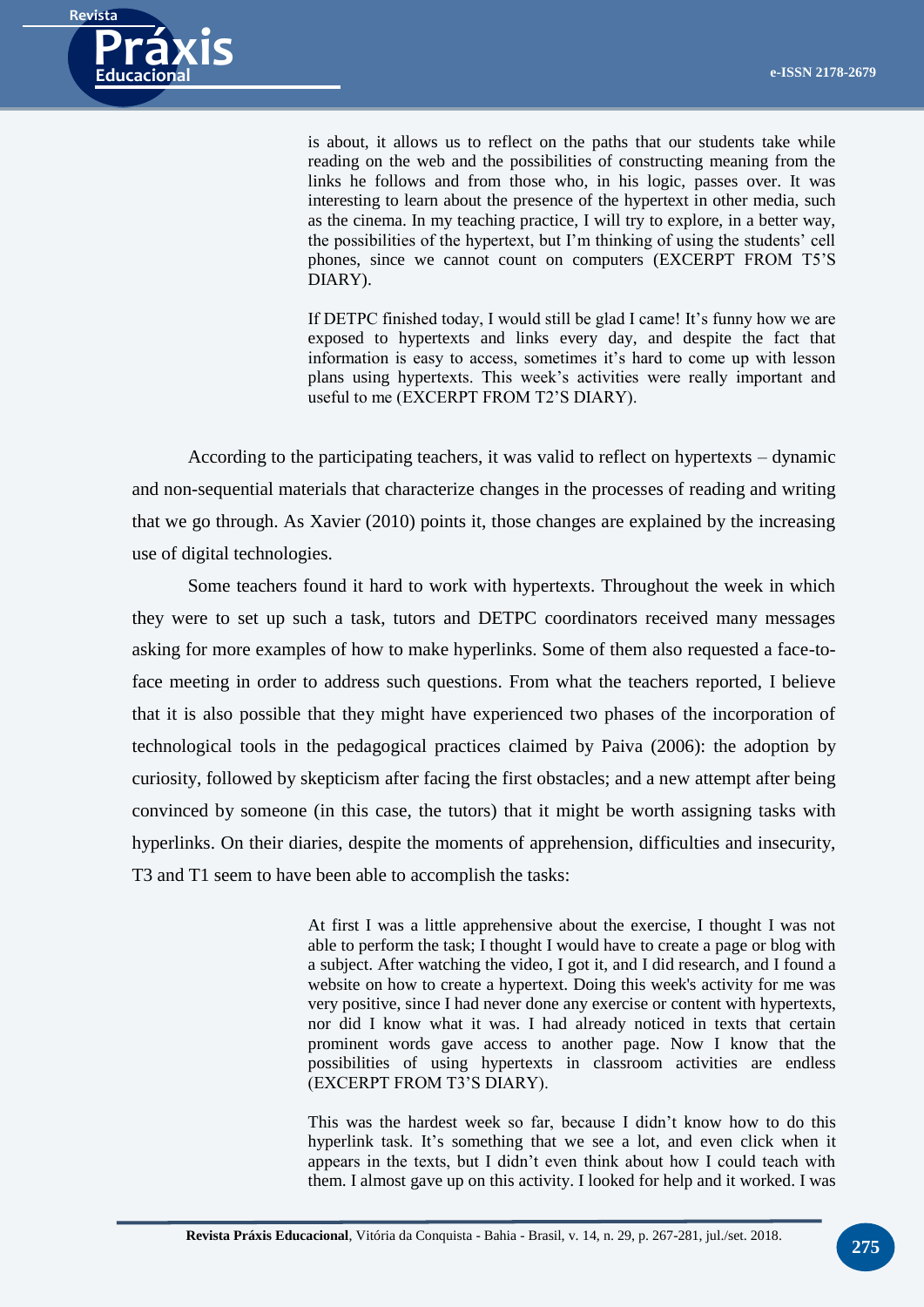> is about, it allows us to reflect on the paths that our students take while reading on the web and the possibilities of constructing meaning from the links he follows and from those who, in his logic, passes over. It was interesting to learn about the presence of the hypertext in other media, such as the cinema. In my teaching practice, I will try to explore, in a better way, the possibilities of the hypertext, but I'm thinking of using the students' cell phones, since we cannot count on computers (EXCERPT FROM T5'S DIARY).

> If DETPC finished today, I would still be glad I came! It's funny how we are exposed to hypertexts and links every day, and despite the fact that information is easy to access, sometimes it's hard to come up with lesson plans using hypertexts. This week's activities were really important and useful to me (EXCERPT FROM T2'S DIARY).

According to the participating teachers, it was valid to reflect on hypertexts – dynamic and non-sequential materials that characterize changes in the processes of reading and writing that we go through. As Xavier (2010) points it, those changes are explained by the increasing use of digital technologies.

Some teachers found it hard to work with hypertexts. Throughout the week in which they were to set up such a task, tutors and DETPC coordinators received many messages asking for more examples of how to make hyperlinks. Some of them also requested a face-to-face meeting in order to address such questions. From what the teachers reported, I believe that it is also possible that they might have experienced two phases of the incorporation of technological tools in the pedagogical practices claimed by Paiva (2006): the adoption by curiosity, followed by skepticism after facing the first obstacles; and a new attempt after being convinced by someone (in this case, the tutors) that it might be worth assigning tasks with hyperlinks. On their diaries, despite the moments of apprehension, difficulties and insecurity, T3 and T1 seem to have been able to accomplish the tasks:

> At first I was a little apprehensive about the exercise, I thought I was not able to perform the task; I thought I would have to create a page or blog with a subject. After watching the video, I got it, and I did research, and I found a website on how to create a hypertext. Doing this week's activity for me was very positive, since I had never done any exercise or content with hypertexts, nor did I know what it was. I had already noticed in texts that certain prominent words gave access to another page. Now I know that the possibilities of using hypertexts in classroom activities are endless (EXCERPT FROM T3'S DIARY).

> This was the hardest week so far, because I didn't know how to do this hyperlink task. It's something that we see a lot, and even click when it appears in the texts, but I didn't even think about how I could teach with them. I almost gave up on this activity. I looked for help and it worked. I was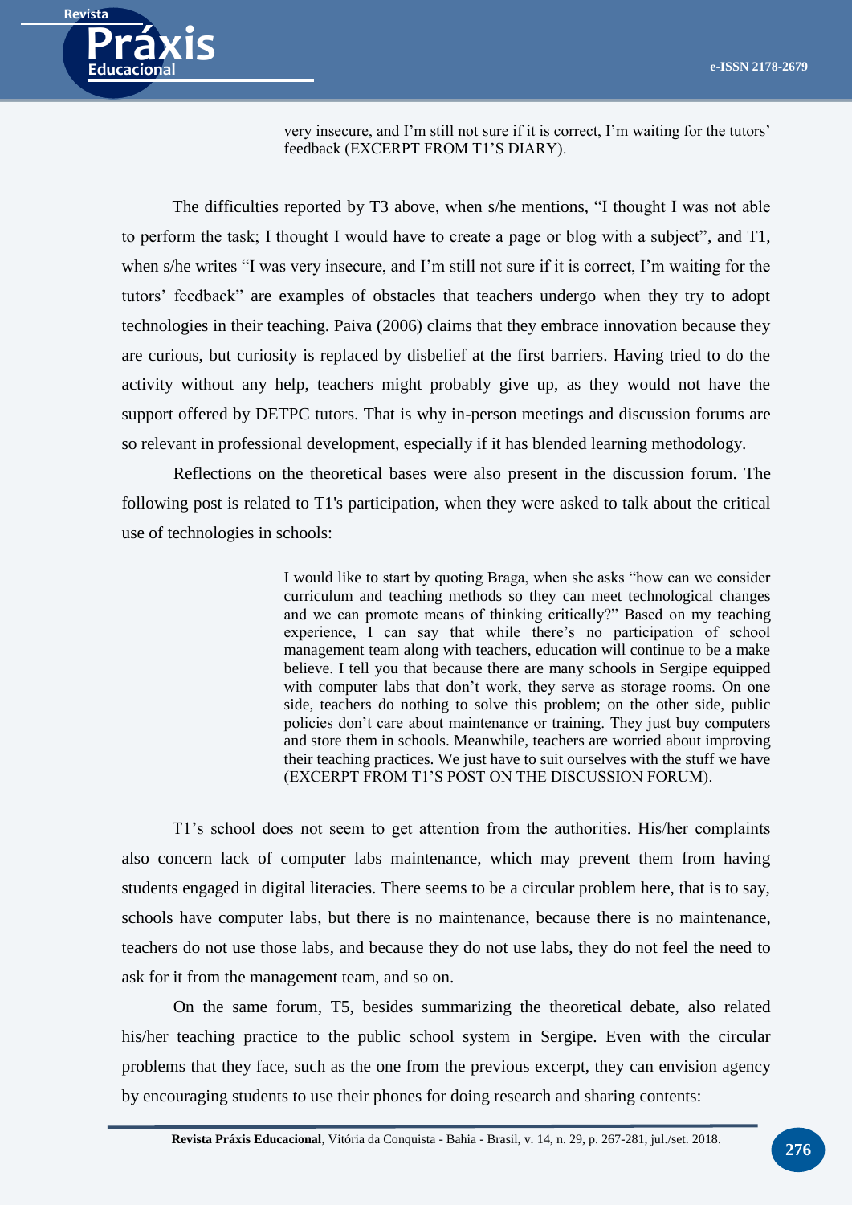> very insecure, and I'm still not sure if it is correct, I'm waiting for the tutors' feedback (EXCERPT FROM T1'S DIARY).

The difficulties reported by T3 above, when s/he mentions, "I thought I was not able to perform the task; I thought I would have to create a page or blog with a subject", and T1, when s/he writes "I was very insecure, and I'm still not sure if it is correct, I'm waiting for the tutors' feedback" are examples of obstacles that teachers undergo when they try to adopt technologies in their teaching. Paiva (2006) claims that they embrace innovation because they are curious, but curiosity is replaced by disbelief at the first barriers. Having tried to do the activity without any help, teachers might probably give up, as they would not have the support offered by DETPC tutors. That is why in-person meetings and discussion forums are so relevant in professional development, especially if it has blended learning methodology.

Reflections on the theoretical bases were also present in the discussion forum. The following post is related to T1's participation, when they were asked to talk about the critical use of technologies in schools:

> I would like to start by quoting Braga, when she asks "how can we consider curriculum and teaching methods so they can meet technological changes and we can promote means of thinking critically?" Based on my teaching experience, I can say that while there's no participation of school management team along with teachers, education will continue to be a make believe. I tell you that because there are many schools in Sergipe equipped with computer labs that don't work, they serve as storage rooms. On one side, teachers do nothing to solve this problem; on the other side, public policies don't care about maintenance or training. They just buy computers and store them in schools. Meanwhile, teachers are worried about improving their teaching practices. We just have to suit ourselves with the stuff we have (EXCERPT FROM T1'S POST ON THE DISCUSSION FORUM).

T1's school does not seem to get attention from the authorities. His/her complaints also concern lack of computer labs maintenance, which may prevent them from having students engaged in digital literacies. There seems to be a circular problem here, that is to say, schools have computer labs, but there is no maintenance, because there is no maintenance, teachers do not use those labs, and because they do not use labs, they do not feel the need to ask for it from the management team, and so on.

On the same forum, T5, besides summarizing the theoretical debate, also related his/her teaching practice to the public school system in Sergipe. Even with the circular problems that they face, such as the one from the previous excerpt, they can envision agency by encouraging students to use their phones for doing research and sharing contents: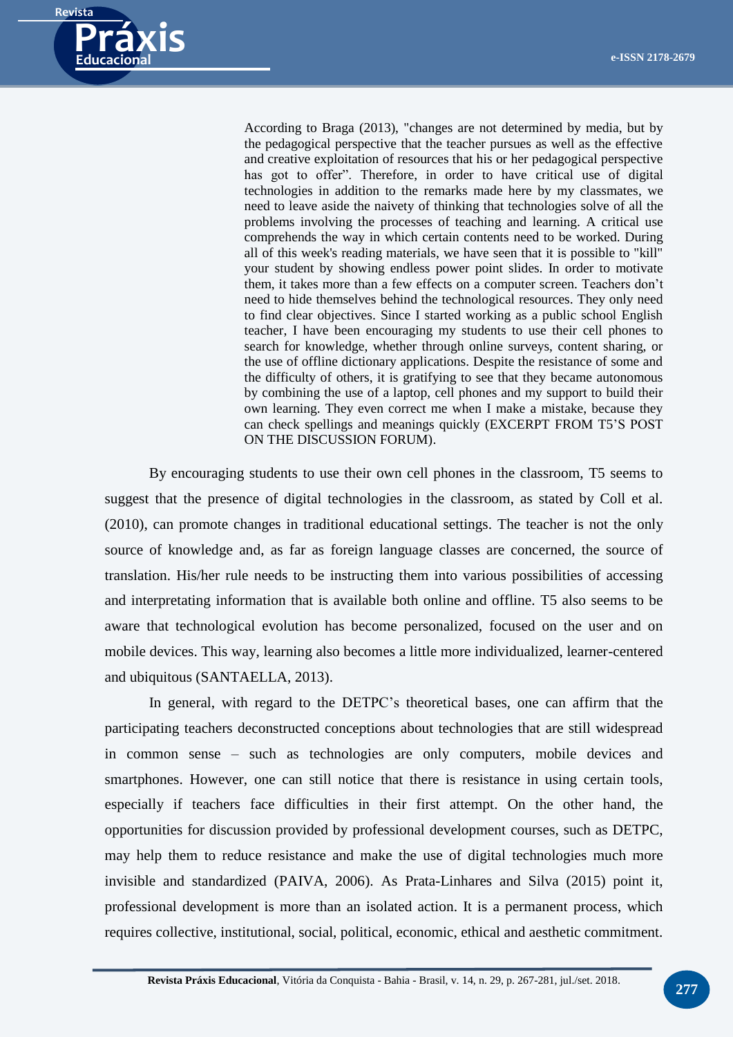> According to Braga (2013), "changes are not determined by media, but by the pedagogical perspective that the teacher pursues as well as the effective and creative exploitation of resources that his or her pedagogical perspective has got to offer". Therefore, in order to have critical use of digital technologies in addition to the remarks made here by my classmates, we need to leave aside the naivety of thinking that technologies solve of all the problems involving the processes of teaching and learning. A critical use comprehends the way in which certain contents need to be worked. During all of this week's reading materials, we have seen that it is possible to "kill" your student by showing endless power point slides. In order to motivate them, it takes more than a few effects on a computer screen. Teachers don't need to hide themselves behind the technological resources. They only need to find clear objectives. Since I started working as a public school English teacher, I have been encouraging my students to use their cell phones to search for knowledge, whether through online surveys, content sharing, or the use of offline dictionary applications. Despite the resistance of some and the difficulty of others, it is gratifying to see that they became autonomous by combining the use of a laptop, cell phones and my support to build their own learning. They even correct me when I make a mistake, because they can check spellings and meanings quickly (EXCERPT FROM T5'S POST ON THE DISCUSSION FORUM).

By encouraging students to use their own cell phones in the classroom, T5 seems to suggest that the presence of digital technologies in the classroom, as stated by Coll et al. (2010), can promote changes in traditional educational settings. The teacher is not the only source of knowledge and, as far as foreign language classes are concerned, the source of translation. His/her rule needs to be instructing them into various possibilities of accessing and interpretating information that is available both online and offline. T5 also seems to be aware that technological evolution has become personalized, focused on the user and on mobile devices. This way, learning also becomes a little more individualized, learner-centered and ubiquitous (SANTAELLA, 2013).

In general, with regard to the DETPC's theoretical bases, one can affirm that the participating teachers deconstructed conceptions about technologies that are still widespread in common sense – such as technologies are only computers, mobile devices and smartphones. However, one can still notice that there is resistance in using certain tools, especially if teachers face difficulties in their first attempt. On the other hand, the opportunities for discussion provided by professional development courses, such as DETPC, may help them to reduce resistance and make the use of digital technologies much more invisible and standardized (PAIVA, 2006). As Prata-Linhares and Silva (2015) point it, professional development is more than an isolated action. It is a permanent process, which requires collective, institutional, social, political, economic, ethical and aesthetic commitment.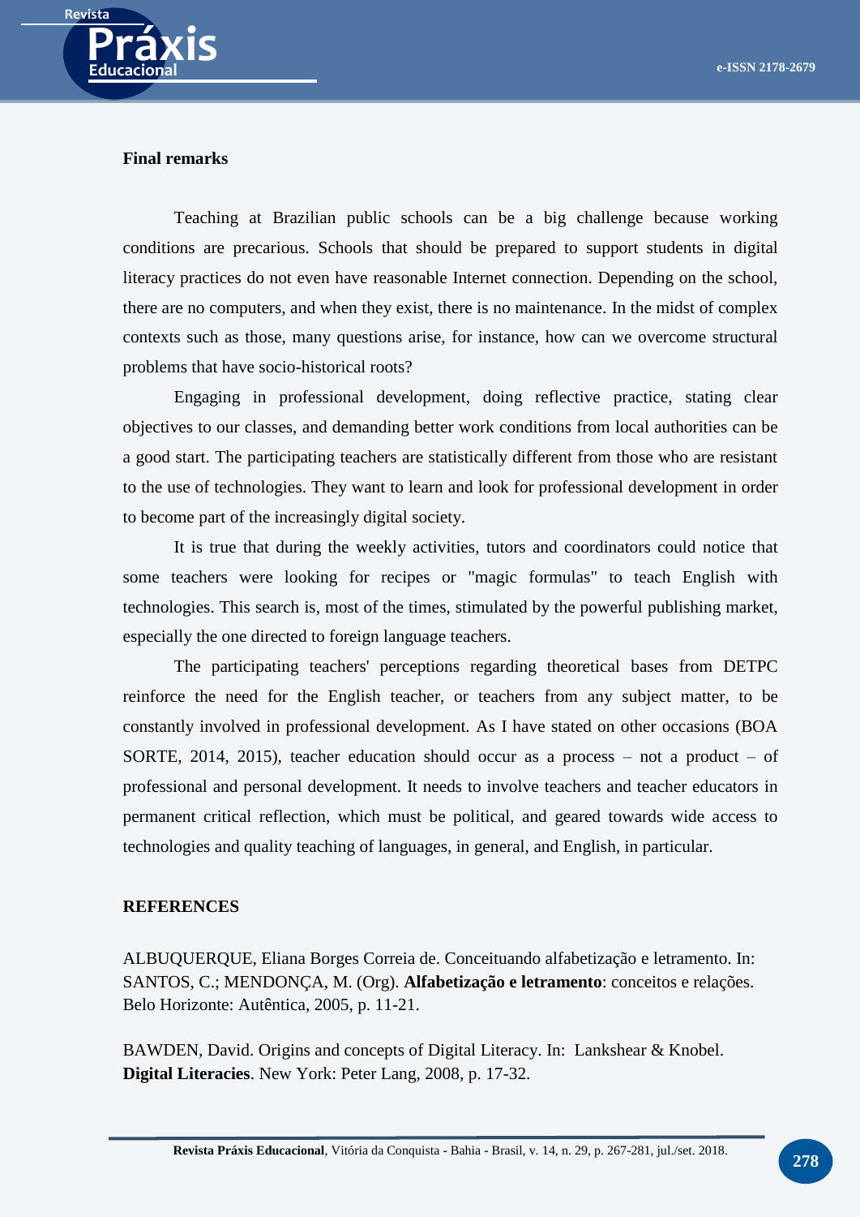## Final remarks

Teaching at Brazilian public schools can be a big challenge because working conditions are precarious. Schools that should be prepared to support students in digital literacy practices do not even have reasonable Internet connection. Depending on the school, there are no computers, and when they exist, there is no maintenance. In the midst of complex contexts such as those, many questions arise, for instance, how can we overcome structural problems that have socio-historical roots?

Engaging in professional development, doing reflective practice, stating clear objectives to our classes, and demanding better work conditions from local authorities can be a good start. The participating teachers are statistically different from those who are resistant to the use of technologies. They want to learn and look for professional development in order to become part of the increasingly digital society.

It is true that during the weekly activities, tutors and coordinators could notice that some teachers were looking for recipes or "magic formulas" to teach English with technologies. This search is, most of the times, stimulated by the powerful publishing market, especially the one directed to foreign language teachers.

The participating teachers' perceptions regarding theoretical bases from DETPC reinforce the need for the English teacher, or teachers from any subject matter, to be constantly involved in professional development. As I have stated on other occasions (BOA SORTE, 2014, 2015), teacher education should occur as a process – not a product – of professional and personal development. It needs to involve teachers and teacher educators in permanent critical reflection, which must be political, and geared towards wide access to technologies and quality teaching of languages, in general, and English, in particular.

## REFERENCES

ALBUQUERQUE, Eliana Borges Correia de. Conceituando alfabetização e letramento. In: SANTOS, C.; MENDONÇA, M. (Org). **Alfabetização e letramento**: conceitos e relações. Belo Horizonte: Autêntica, 2005, p. 11-21.

BAWDEN, David. Origins and concepts of Digital Literacy. In: Lankshear & Knobel. **Digital Literacies**. New York: Peter Lang, 2008, p. 17-32.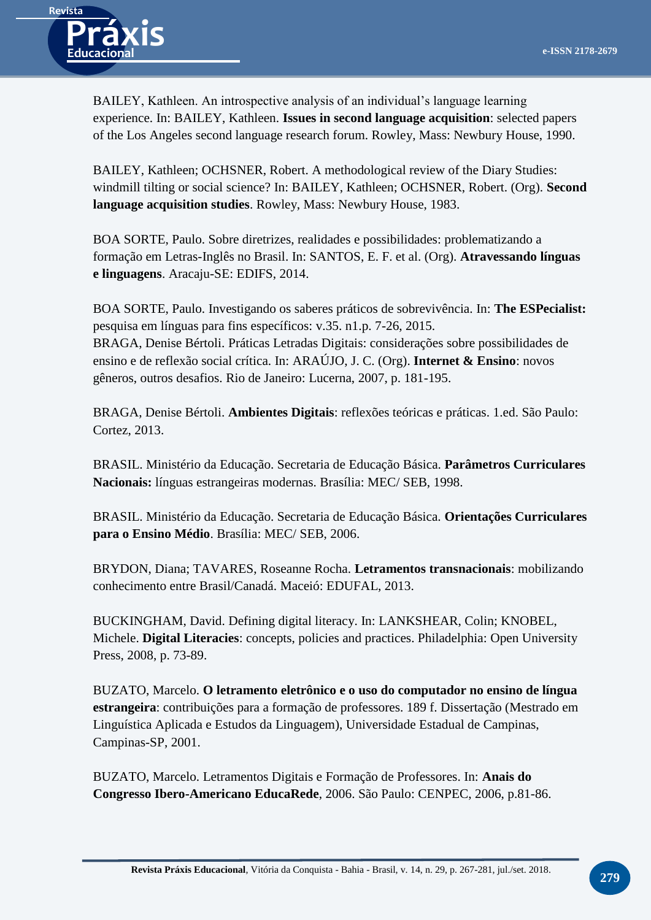BAILEY, Kathleen. An introspective analysis of an individual's language learning experience. In: BAILEY, Kathleen. **Issues in second language acquisition**: selected papers of the Los Angeles second language research forum. Rowley, Mass: Newbury House, 1990.

BAILEY, Kathleen; OCHSNER, Robert. A methodological review of the Diary Studies: windmill tilting or social science? In: BAILEY, Kathleen; OCHSNER, Robert. (Org). **Second language acquisition studies**. Rowley, Mass: Newbury House, 1983.

BOA SORTE, Paulo. Sobre diretrizes, realidades e possibilidades: problematizando a formação em Letras-Inglês no Brasil. In: SANTOS, E. F. et al. (Org). **Atravessando línguas e linguagens**. Aracaju-SE: EDIFS, 2014.

BOA SORTE, Paulo. Investigando os saberes práticos de sobrevivência. In: **The ESPecialist:** pesquisa em línguas para fins específicos: v.35. n1.p. 7-26, 2015.

BRAGA, Denise Bértoli. Práticas Letradas Digitais: considerações sobre possibilidades de ensino e de reflexão social crítica. In: ARAÚJO, J. C. (Org). **Internet & Ensino**: novos gêneros, outros desafios. Rio de Janeiro: Lucerna, 2007, p. 181-195.

BRAGA, Denise Bértoli. **Ambientes Digitais**: reflexões teóricas e práticas. 1.ed. São Paulo: Cortez, 2013.

BRASIL. Ministério da Educação. Secretaria de Educação Básica. **Parâmetros Curriculares Nacionais:** línguas estrangeiras modernas. Brasília: MEC/ SEB, 1998.

BRASIL. Ministério da Educação. Secretaria de Educação Básica. **Orientações Curriculares para o Ensino Médio**. Brasília: MEC/ SEB, 2006.

BRYDON, Diana; TAVARES, Roseanne Rocha. **Letramentos transnacionais**: mobilizando conhecimento entre Brasil/Canadá. Maceió: EDUFAL, 2013.

BUCKINGHAM, David. Defining digital literacy. In: LANKSHEAR, Colin; KNOBEL, Michele. **Digital Literacies**: concepts, policies and practices. Philadelphia: Open University Press, 2008, p. 73-89.

BUZATO, Marcelo. **O letramento eletrônico e o uso do computador no ensino de língua estrangeira**: contribuições para a formação de professores. 189 f. Dissertação (Mestrado em Linguística Aplicada e Estudos da Linguagem), Universidade Estadual de Campinas, Campinas-SP, 2001.

BUZATO, Marcelo. Letramentos Digitais e Formação de Professores. In: **Anais do Congresso Ibero-Americano EducaRede**, 2006. São Paulo: CENPEC, 2006, p.81-86.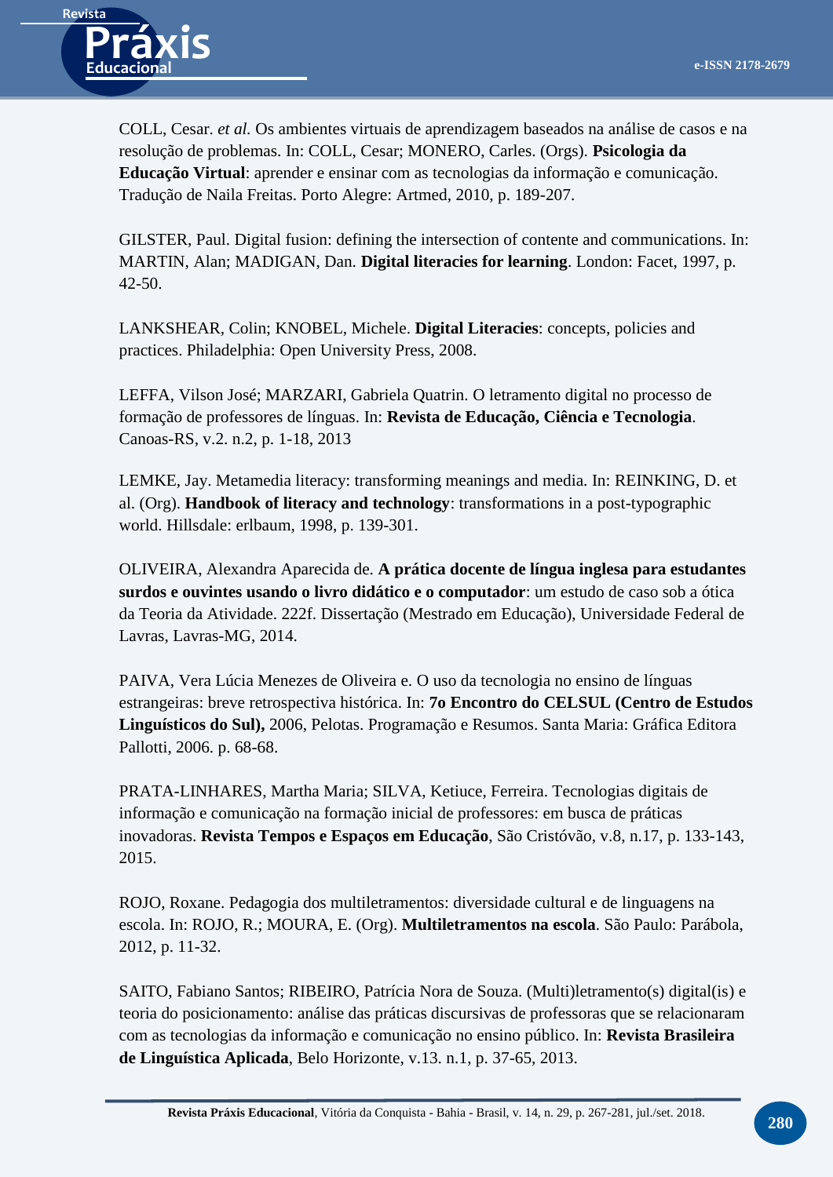COLL, Cesar. *et al.* Os ambientes virtuais de aprendizagem baseados na análise de casos e na resolução de problemas. In: COLL, Cesar; MONERO, Carles. (Orgs). **Psicologia da Educação Virtual**: aprender e ensinar com as tecnologias da informação e comunicação. Tradução de Naila Freitas. Porto Alegre: Artmed, 2010, p. 189-207.

GILSTER, Paul. Digital fusion: defining the intersection of contente and communications. In: MARTIN, Alan; MADIGAN, Dan. **Digital literacies for learning**. London: Facet, 1997, p. 42-50.

LANKSHEAR, Colin; KNOBEL, Michele. **Digital Literacies**: concepts, policies and practices. Philadelphia: Open University Press, 2008.

LEFFA, Vilson José; MARZARI, Gabriela Quatrin. O letramento digital no processo de formação de professores de línguas. In: **Revista de Educação, Ciência e Tecnologia**. Canoas-RS, v.2. n.2, p. 1-18, 2013

LEMKE, Jay. Metamedia literacy: transforming meanings and media. In: REINKING, D. et al. (Org). **Handbook of literacy and technology**: transformations in a post-typographic world. Hillsdale: erlbaum, 1998, p. 139-301.

OLIVEIRA, Alexandra Aparecida de. **A prática docente de língua inglesa para estudantes surdos e ouvintes usando o livro didático e o computador**: um estudo de caso sob a ótica da Teoria da Atividade. 222f. Dissertação (Mestrado em Educação), Universidade Federal de Lavras, Lavras-MG, 2014.

PAIVA, Vera Lúcia Menezes de Oliveira e. O uso da tecnologia no ensino de línguas estrangeiras: breve retrospectiva histórica. In: **7o Encontro do CELSUL (Centro de Estudos Linguísticos do Sul),** 2006, Pelotas. Programação e Resumos. Santa Maria: Gráfica Editora Pallotti, 2006. p. 68-68.

PRATA-LINHARES, Martha Maria; SILVA, Ketiuce, Ferreira. Tecnologias digitais de informação e comunicação na formação inicial de professores: em busca de práticas inovadoras. **Revista Tempos e Espaços em Educação**, São Cristóvão, v.8, n.17, p. 133-143, 2015.

ROJO, Roxane. Pedagogia dos multiletramentos: diversidade cultural e de linguagens na escola. In: ROJO, R.; MOURA, E. (Org). **Multiletramentos na escola**. São Paulo: Parábola, 2012, p. 11-32.

SAITO, Fabiano Santos; RIBEIRO, Patrícia Nora de Souza. (Multi)letramento(s) digital(is) e teoria do posicionamento: análise das práticas discursivas de professoras que se relacionaram com as tecnologias da informação e comunicação no ensino público. In: **Revista Brasileira de Linguística Aplicada**, Belo Horizonte, v.13. n.1, p. 37-65, 2013.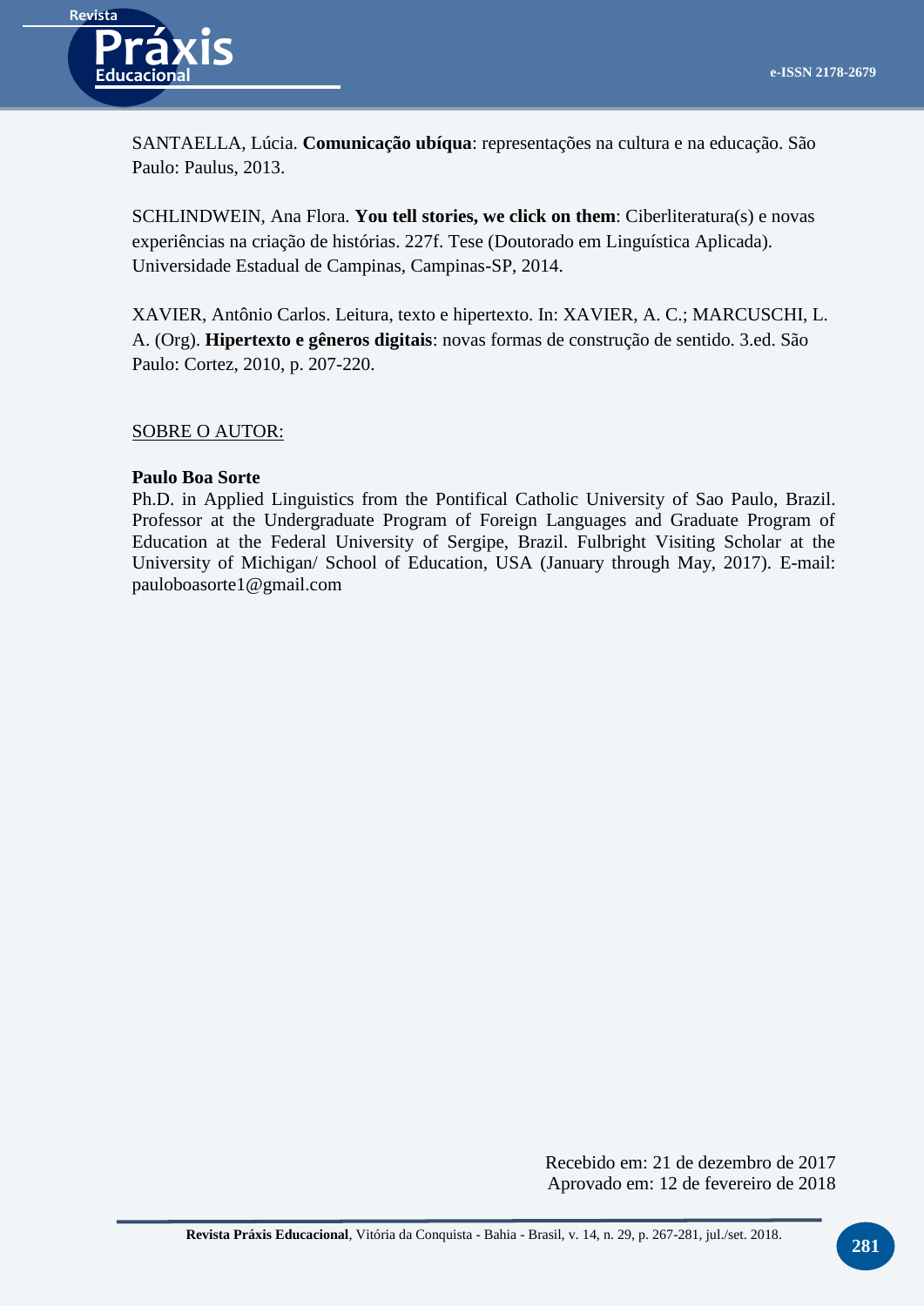SANTAELLA, Lúcia. **Comunicação ubíqua**: representações na cultura e na educação. São Paulo: Paulus, 2013.

SCHLINDWEIN, Ana Flora. **You tell stories, we click on them**: Ciberliteratura(s) e novas experiências na criação de histórias. 227f. Tese (Doutorado em Linguística Aplicada). Universidade Estadual de Campinas, Campinas-SP, 2014.

XAVIER, Antônio Carlos. Leitura, texto e hipertexto. In: XAVIER, A. C.; MARCUSCHI, L. A. (Org). **Hipertexto e gêneros digitais**: novas formas de construção de sentido. 3.ed. São Paulo: Cortez, 2010, p. 207-220.

SOBRE O AUTOR:

**Paulo Boa Sorte**
Ph.D. in Applied Linguistics from the Pontifical Catholic University of Sao Paulo, Brazil. Professor at the Undergraduate Program of Foreign Languages and Graduate Program of Education at the Federal University of Sergipe, Brazil. Fulbright Visiting Scholar at the University of Michigan/ School of Education, USA (January through May, 2017). E-mail: pauloboasorte1@gmail.com

Recebido em: 21 de dezembro de 2017
Aprovado em: 12 de fevereiro de 2018